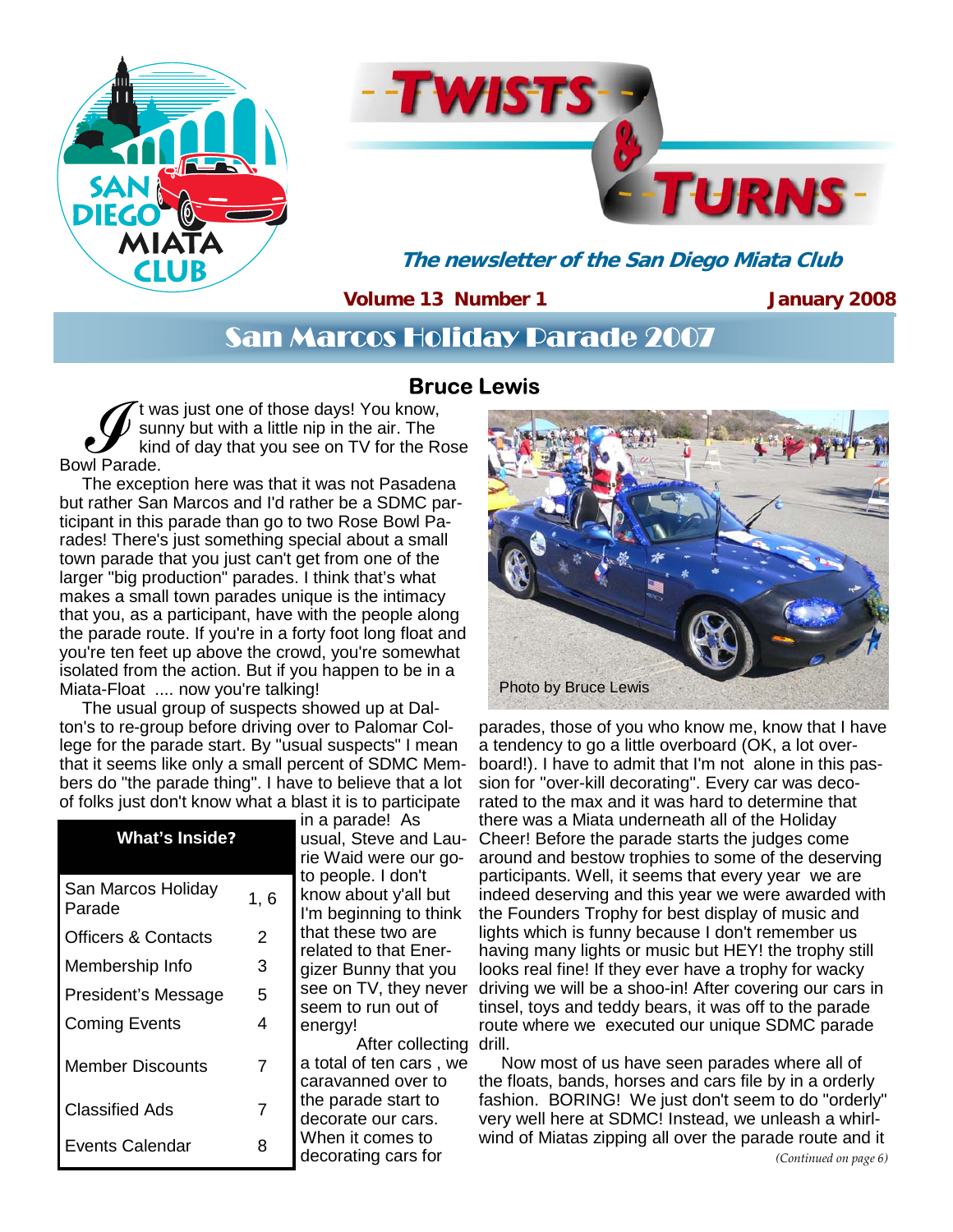# Twists & Turns

***The newsletter of the San Diego Miata Club***

**Volume 13 Number 1** **January 2008**

## San Marcos Holiday Parade 2007

### Bruce Lewis

It was just one of those days! You know, sunny but with a little nip in the air. The kind of day that you see on TV for the Rose Bowl Parade.

The exception here was that it was not Pasadena but rather San Marcos and I'd rather be a SDMC participant in this parade than go to two Rose Bowl Parades! There's just something special about a small town parade that you just can't get from one of the larger "big production" parades. I think that's what makes a small town parades unique is the intimacy that you, as a participant, have with the people along the parade route. If you're in a forty foot long float and you're ten feet up above the crowd, you're somewhat isolated from the action. But if you happen to be in a Miata-Float .... now you're talking!

The usual group of suspects showed up at Dalton's to re-group before driving over to Palomar College for the parade start. By "usual suspects" I mean that it seems like only a small percent of SDMC Members do "the parade thing". I have to believe that a lot of folks just don't know what a blast it is to participate in a parade! As usual, Steve and Laurie Waid were our go-to people. I don't know about y'all but I'm beginning to think that these two are related to that Energizer Bunny that you see on TV, they never seem to run out of energy!

After collecting a total of ten cars , we caravanned over to the parade start to decorate our cars. When it comes to decorating cars for parades, those of you who know me, know that I have a tendency to go a little overboard (OK, a lot overboard!). I have to admit that I'm not alone in this passion for "over-kill decorating". Every car was decorated to the max and it was hard to determine that there was a Miata underneath all of the Holiday Cheer! Before the parade starts the judges come around and bestow trophies to some of the deserving participants. Well, it seems that every year we are indeed deserving and this year we were awarded with the Founders Trophy for best display of music and lights which is funny because I don't remember us having many lights or music but HEY! the trophy still looks real fine! If they ever have a trophy for wacky driving we will be a shoo-in! After covering our cars in tinsel, toys and teddy bears, it was off to the parade route where we executed our unique SDMC parade drill.

Now most of us have seen parades where all of the floats, bands, horses and cars file by in a orderly fashion. BORING! We just don't seem to do "orderly" very well here at SDMC! Instead, we unleash a whirlwind of Miatas zipping all over the parade route and it

*(Continued on page 6)*

Photo by Bruce Lewis

| What's Inside? | |
|---|---|
| San Marcos Holiday Parade | 1, 6 |
| Officers & Contacts | 2 |
| Membership Info | 3 |
| President's Message | 5 |
| Coming Events | 4 |
| Member Discounts | 7 |
| Classified Ads | 7 |
| Events Calendar | 8 |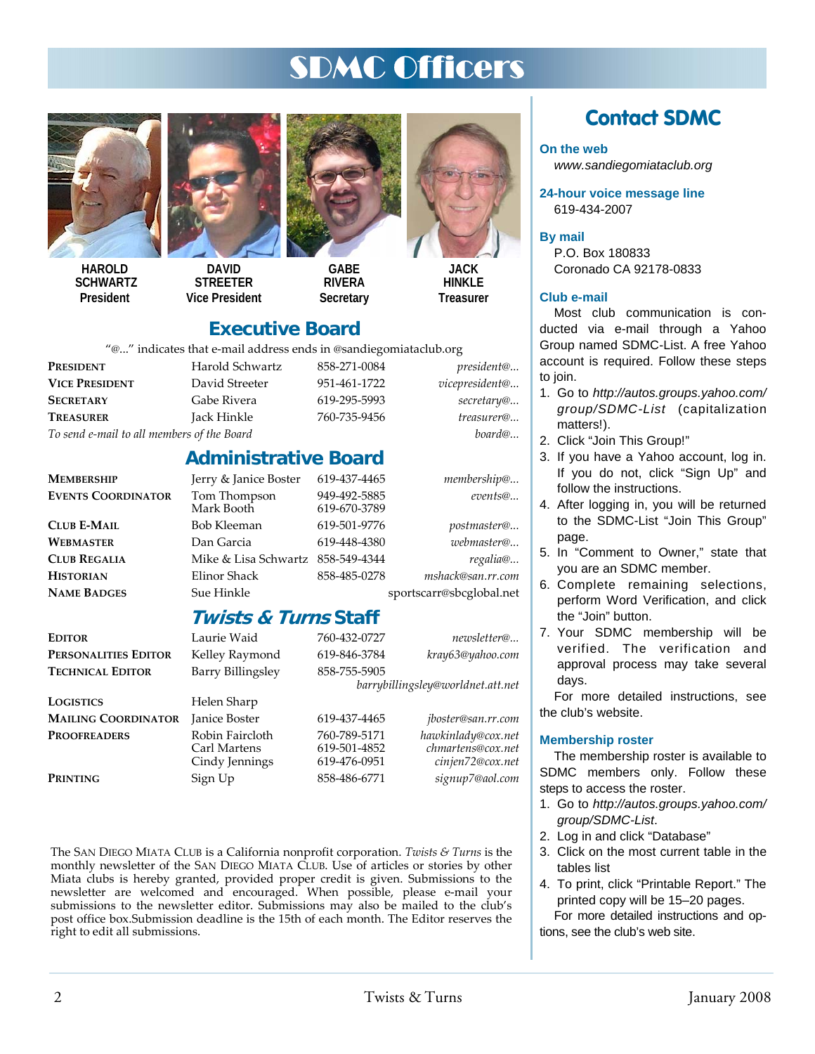# SDMC Officers

**HAROLD SCHWARTZ**
President

**DAVID STREETER**
Vice President

**GABE RIVERA**
Secretary

**JACK HINKLE**
Treasurer

## Executive Board

"@..." indicates that e-mail address ends in @sandiegomiataclub.org

| | | | |
|---|---|---|---|
| **President** | Harold Schwartz | 858-271-0084 | *president@...* |
| **Vice President** | David Streeter | 951-461-1722 | *vicepresident@...* |
| **Secretary** | Gabe Rivera | 619-295-5993 | *secretary@...* |
| **Treasurer** | Jack Hinkle | 760-735-9456 | *treasurer@...* |
| *To send e-mail to all members of the Board* | | | *board@...* |

## Administrative Board

| | | | |
|---|---|---|---|
| **Membership** | Jerry & Janice Boster | 619-437-4465 | *membership@...* |
| **Events Coordinator** | Tom Thompson<br>Mark Booth | 949-492-5885<br>619-670-3789 | *events@...* |
| **Club E-Mail** | Bob Kleeman | 619-501-9776 | *postmaster@...* |
| **Webmaster** | Dan Garcia | 619-448-4380 | *webmaster@...* |
| **Club Regalia** | Mike & Lisa Schwartz | 858-549-4344 | *regalia@...* |
| **Historian** | Elinor Shack | 858-485-0278 | *mshack@san.rr.com* |
| **Name Badges** | Sue Hinkle | | sportscarr@sbcglobal.net |

## *Twists & Turns* Staff

| | | | |
|---|---|---|---|
| **Editor** | Laurie Waid | 760-432-0727 | *newsletter@...* |
| **Personalities Editor** | Kelley Raymond | 619-846-3784 | *kray63@yahoo.com* |
| **Technical Editor** | Barry Billingsley | 858-755-5905 | *barrybillingsley@worldnet.att.net* |
| **Logistics** | Helen Sharp | | |
| **Mailing Coordinator** | Janice Boster | 619-437-4465 | *jboster@san.rr.com* |
| **Proofreaders** | Robin Faircloth<br>Carl Martens<br>Cindy Jennings | 760-789-5171<br>619-501-4852<br>619-476-0951 | *hawkinlady@cox.net*<br>*chmartens@cox.net*<br>*cinjen72@cox.net* |
| **Printing** | Sign Up | 858-486-6771 | *signup7@aol.com* |

The San Diego Miata Club is a California nonprofit corporation. *Twists & Turns* is the monthly newsletter of the San Diego Miata Club. Use of articles or stories by other Miata clubs is hereby granted, provided proper credit is given. Submissions to the newsletter are welcomed and encouraged. When possible, please e-mail your submissions to the newsletter editor. Submissions may also be mailed to the club's post office box.Submission deadline is the 15th of each month. The Editor reserves the right to edit all submissions.

## Contact SDMC

**On the web**
*www.sandiegomiataclub.org*

**24-hour voice message line**
619-434-2007

**By mail**
P.O. Box 180833
Coronado CA 92178-0833

**Club e-mail**

Most club communication is conducted via e-mail through a Yahoo Group named SDMC-List. A free Yahoo account is required. Follow these steps to join.

1. Go to *http://autos.groups.yahoo.com/group/SDMC-List* (capitalization matters!).
2. Click "Join This Group!"
3. If you have a Yahoo account, log in. If you do not, click "Sign Up" and follow the instructions.
4. After logging in, you will be returned to the SDMC-List "Join This Group" page.
5. In "Comment to Owner," state that you are an SDMC member.
6. Complete remaining selections, perform Word Verification, and click the "Join" button.
7. Your SDMC membership will be verified. The verification and approval process may take several days.

For more detailed instructions, see the club's website.

**Membership roster**

The membership roster is available to SDMC members only. Follow these steps to access the roster.

1. Go to *http://autos.groups.yahoo.com/group/SDMC-List*.
2. Log in and click "Database"
3. Click on the most current table in the tables list
4. To print, click "Printable Report." The printed copy will be 15–20 pages.

For more detailed instructions and options, see the club's web site.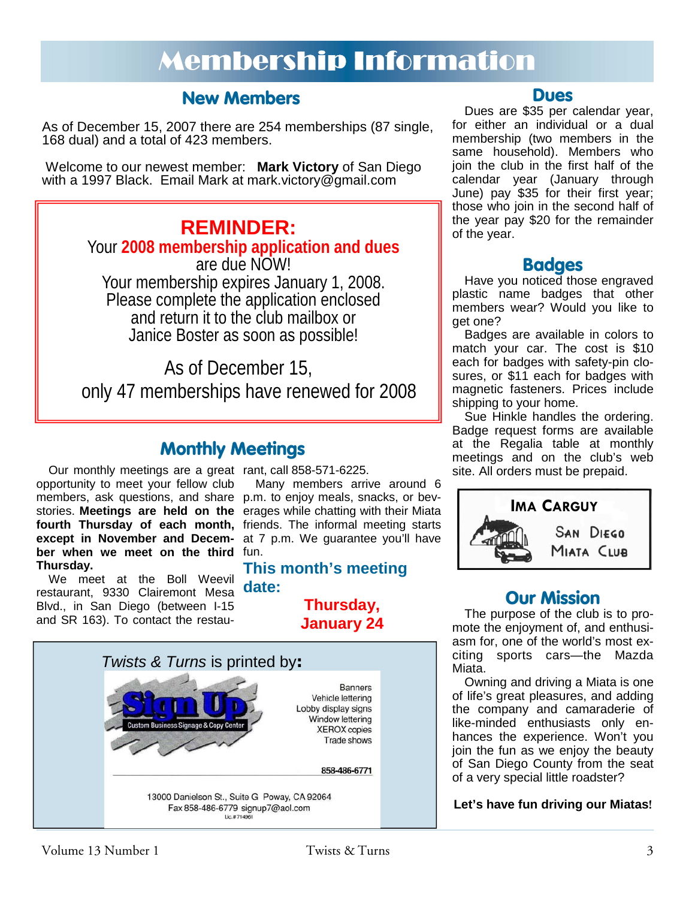# Membership Information

## New Members

As of December 15, 2007 there are 254 memberships (87 single, 168 dual) and a total of 423 members.

Welcome to our newest member: **Mark Victory** of San Diego with a 1997 Black. Email Mark at mark.victory@gmail.com

> **REMINDER:**
>
> Your **2008 membership application and dues** are due NOW!
> Your membership expires January 1, 2008.
> Please complete the application enclosed and return it to the club mailbox or Janice Boster as soon as possible!
>
> As of December 15, only 47 memberships have renewed for 2008

## Monthly Meetings

Our monthly meetings are a great opportunity to meet your fellow club members, ask questions, and share stories. **Meetings are held on the fourth Thursday of each month, except in November and December when we meet on the third Thursday.**

We meet at the Boll Weevil restaurant, 9330 Clairemont Mesa Blvd., in San Diego (between I-15 and SR 163). To contact the restaurant, call 858-571-6225.

Many members arrive around 6 p.m. to enjoy meals, snacks, or beverages while chatting with their Miata friends. The informal meeting starts at 7 p.m. We guarantee you'll have fun.

**This month's meeting date:**

**Thursday, January 24**

*Twists & Turns* is printed by:

**Sign Up** — Custom Business Signage & Copy Center

Banners
Vehicle lettering
Lobby display signs
Window lettering
XEROX copies
Trade shows

858-486-6771

13000 Danielson St., Suite G Poway, CA 92064
Fax 858-486-6779 signup7@aol.com
Lic.#714861

## Dues

Dues are $35 per calendar year, for either an individual or a dual membership (two members in the same household). Members who join the club in the first half of the calendar year (January through June) pay $35 for their first year; those who join in the second half of the year pay $20 for the remainder of the year.

## Badges

Have you noticed those engraved plastic name badges that other members wear? Would you like to get one?

Badges are available in colors to match your car. The cost is $10 each for badges with safety-pin closures, or $11 each for badges with magnetic fasteners. Prices include shipping to your home.

Sue Hinkle handles the ordering. Badge request forms are available at the Regalia table at monthly meetings and on the club's web site. All orders must be prepaid.

IMA CARGUY
SAN DIEGO MIATA CLUB

## Our Mission

The purpose of the club is to promote the enjoyment of, and enthusiasm for, one of the world's most exciting sports cars—the Mazda Miata.

Owning and driving a Miata is one of life's great pleasures, and adding the company and camaraderie of like-minded enthusiasts only enhances the experience. Won't you join the fun as we enjoy the beauty of San Diego County from the seat of a very special little roadster?

**Let's have fun driving our Miatas!**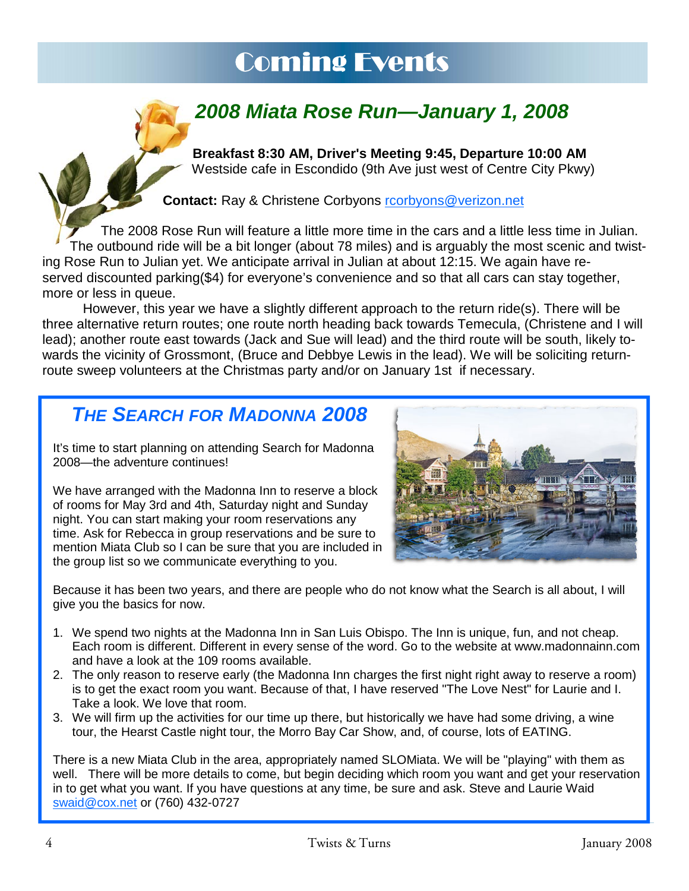# Coming Events

## *2008 Miata Rose Run—January 1, 2008*

**Breakfast 8:30 AM, Driver's Meeting 9:45, Departure 10:00 AM**
Westside cafe in Escondido (9th Ave just west of Centre City Pkwy)

**Contact:** Ray & Christene Corbyons rcorbyons@verizon.net

The 2008 Rose Run will feature a little more time in the cars and a little less time in Julian. The outbound ride will be a bit longer (about 78 miles) and is arguably the most scenic and twisting Rose Run to Julian yet. We anticipate arrival in Julian at about 12:15. We again have reserved discounted parking($4) for everyone's convenience and so that all cars can stay together, more or less in queue.

However, this year we have a slightly different approach to the return ride(s). There will be three alternative return routes; one route north heading back towards Temecula, (Christene and I will lead); another route east towards (Jack and Sue will lead) and the third route will be south, likely towards the vicinity of Grossmont, (Bruce and Debbye Lewis in the lead). We will be soliciting return-route sweep volunteers at the Christmas party and/or on January 1st if necessary.

## *The Search for Madonna 2008*

It's time to start planning on attending Search for Madonna 2008—the adventure continues!

We have arranged with the Madonna Inn to reserve a block of rooms for May 3rd and 4th, Saturday night and Sunday night. You can start making your room reservations any time. Ask for Rebecca in group reservations and be sure to mention Miata Club so I can be sure that you are included in the group list so we communicate everything to you.

Because it has been two years, and there are people who do not know what the Search is all about, I will give you the basics for now.

1. We spend two nights at the Madonna Inn in San Luis Obispo. The Inn is unique, fun, and not cheap. Each room is different. Different in every sense of the word. Go to the website at www.madonnainn.com and have a look at the 109 rooms available.
2. The only reason to reserve early (the Madonna Inn charges the first night right away to reserve a room) is to get the exact room you want. Because of that, I have reserved "The Love Nest" for Laurie and I. Take a look. We love that room.
3. We will firm up the activities for our time up there, but historically we have had some driving, a wine tour, the Hearst Castle night tour, the Morro Bay Car Show, and, of course, lots of EATING.

There is a new Miata Club in the area, appropriately named SLOMiata. We will be "playing" with them as well. There will be more details to come, but begin deciding which room you want and get your reservation in to get what you want. If you have questions at any time, be sure and ask. Steve and Laurie Waid swaid@cox.net or (760) 432-0727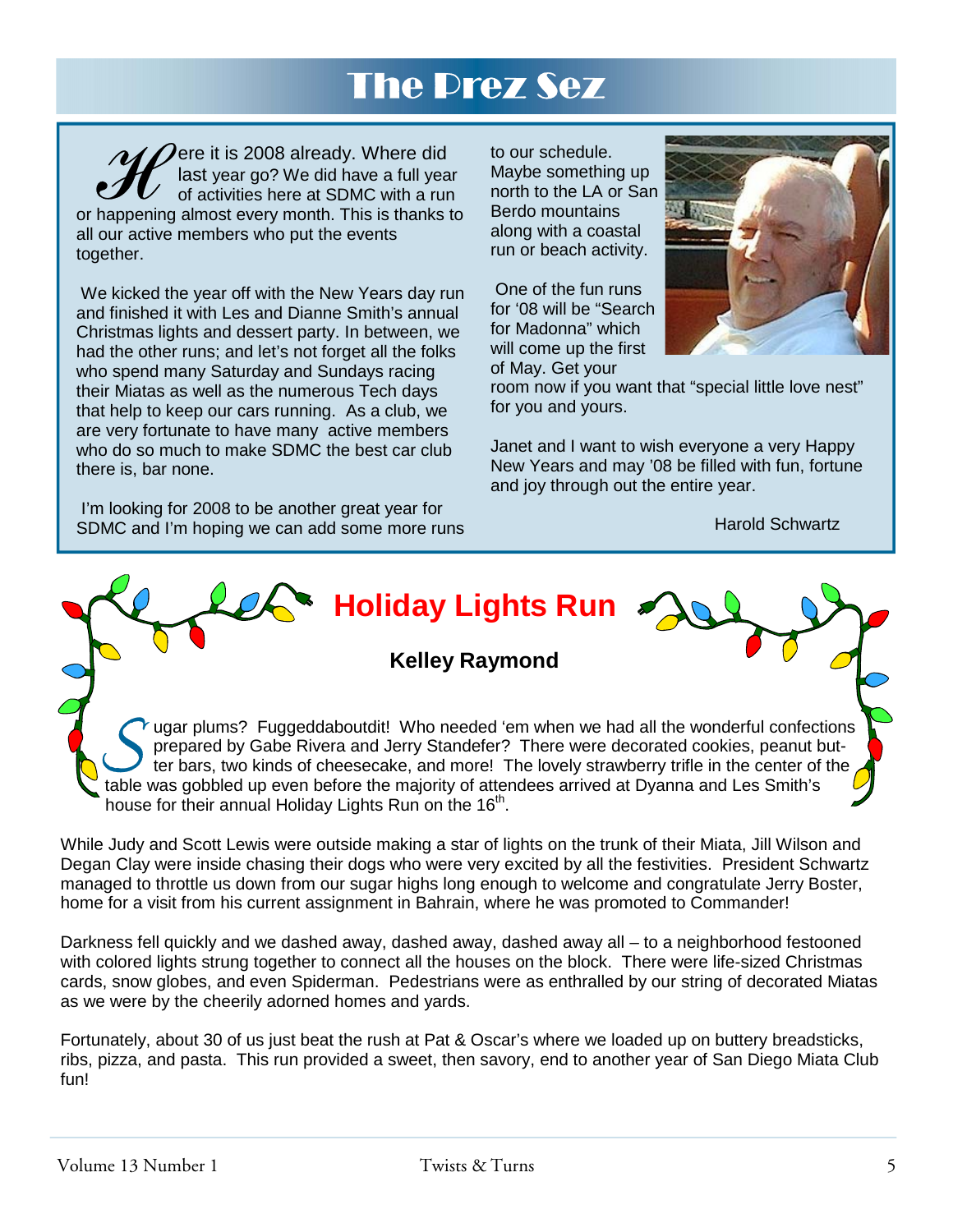# The Prez Sez

Here it is 2008 already. Where did last year go? We did have a full year of activities here at SDMC with a run or happening almost every month. This is thanks to all our active members who put the events together.

We kicked the year off with the New Years day run and finished it with Les and Dianne Smith's annual Christmas lights and dessert party. In between, we had the other runs; and let's not forget all the folks who spend many Saturday and Sundays racing their Miatas as well as the numerous Tech days that help to keep our cars running. As a club, we are very fortunate to have many active members who do so much to make SDMC the best car club there is, bar none.

I'm looking for 2008 to be another great year for SDMC and I'm hoping we can add some more runs to our schedule. Maybe something up north to the LA or San Berdo mountains along with a coastal run or beach activity.

One of the fun runs for '08 will be "Search for Madonna" which will come up the first of May. Get your room now if you want that "special little love nest" for you and yours.

Janet and I want to wish everyone a very Happy New Years and may '08 be filled with fun, fortune and joy through out the entire year.

Harold Schwartz

## Holiday Lights Run

**Kelley Raymond**

Sugar plums? Fuggeddaboutdit! Who needed 'em when we had all the wonderful confections prepared by Gabe Rivera and Jerry Standefer? There were decorated cookies, peanut butter bars, two kinds of cheesecake, and more! The lovely strawberry trifle in the center of the table was gobbled up even before the majority of attendees arrived at Dyanna and Les Smith's house for their annual Holiday Lights Run on the 16th.

While Judy and Scott Lewis were outside making a star of lights on the trunk of their Miata, Jill Wilson and Degan Clay were inside chasing their dogs who were very excited by all the festivities. President Schwartz managed to throttle us down from our sugar highs long enough to welcome and congratulate Jerry Boster, home for a visit from his current assignment in Bahrain, where he was promoted to Commander!

Darkness fell quickly and we dashed away, dashed away, dashed away all – to a neighborhood festooned with colored lights strung together to connect all the houses on the block. There were life-sized Christmas cards, snow globes, and even Spiderman. Pedestrians were as enthralled by our string of decorated Miatas as we were by the cheerily adorned homes and yards.

Fortunately, about 30 of us just beat the rush at Pat & Oscar's where we loaded up on buttery breadsticks, ribs, pizza, and pasta. This run provided a sweet, then savory, end to another year of San Diego Miata Club fun!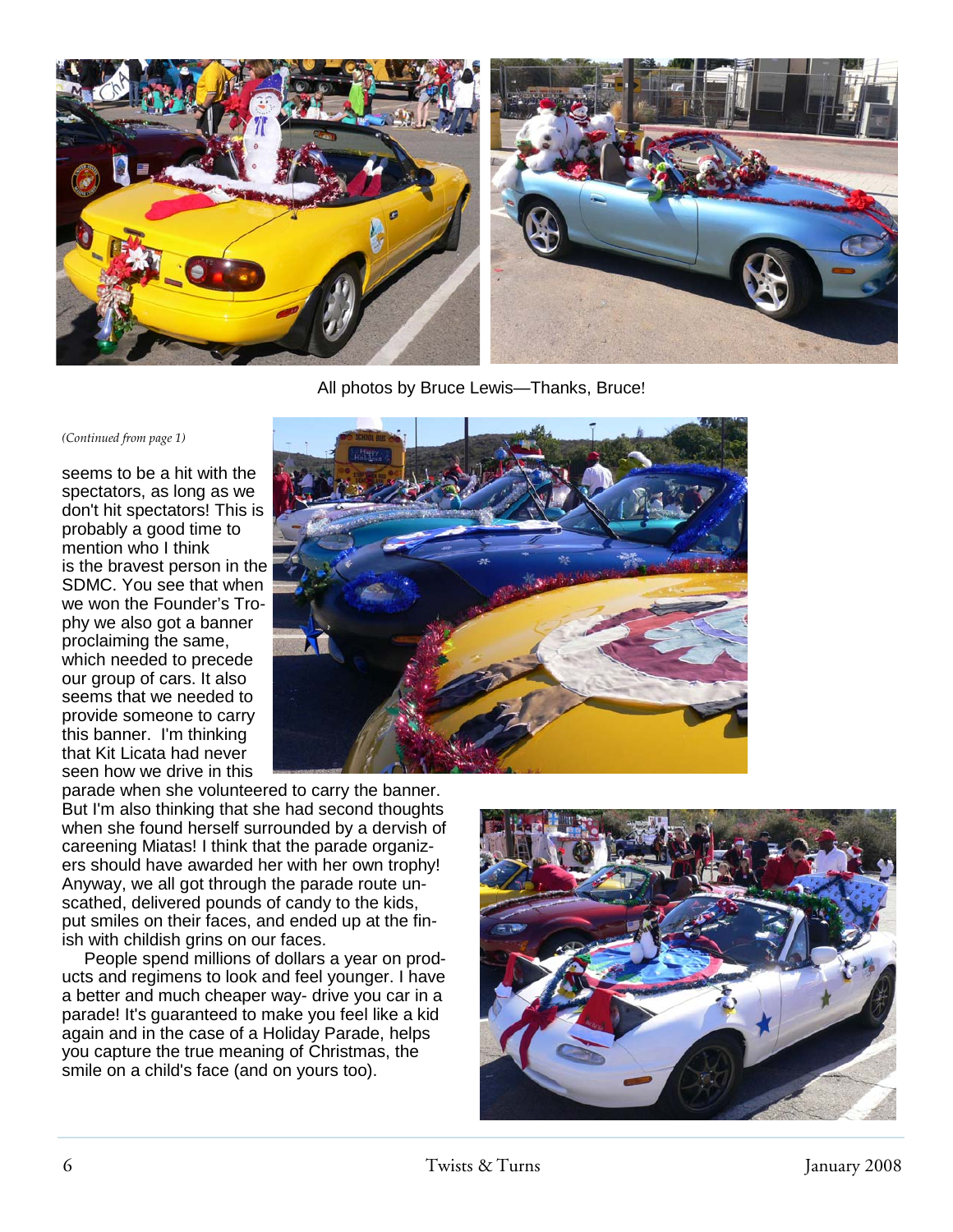All photos by Bruce Lewis—Thanks, Bruce!

*(Continued from page 1)*

seems to be a hit with the spectators, as long as we don't hit spectators! This is probably a good time to mention who I think is the bravest person in the SDMC. You see that when we won the Founder's Trophy we also got a banner proclaiming the same, which needed to precede our group of cars. It also seems that we needed to provide someone to carry this banner. I'm thinking that Kit Licata had never seen how we drive in this parade when she volunteered to carry the banner. But I'm also thinking that she had second thoughts when she found herself surrounded by a dervish of careening Miatas! I think that the parade organizers should have awarded her with her own trophy! Anyway, we all got through the parade route unscathed, delivered pounds of candy to the kids, put smiles on their faces, and ended up at the finish with childish grins on our faces.

People spend millions of dollars a year on products and regimens to look and feel younger. I have a better and much cheaper way- drive you car in a parade! It's guaranteed to make you feel like a kid again and in the case of a Holiday Parade, helps you capture the true meaning of Christmas, the smile on a child's face (and on yours too).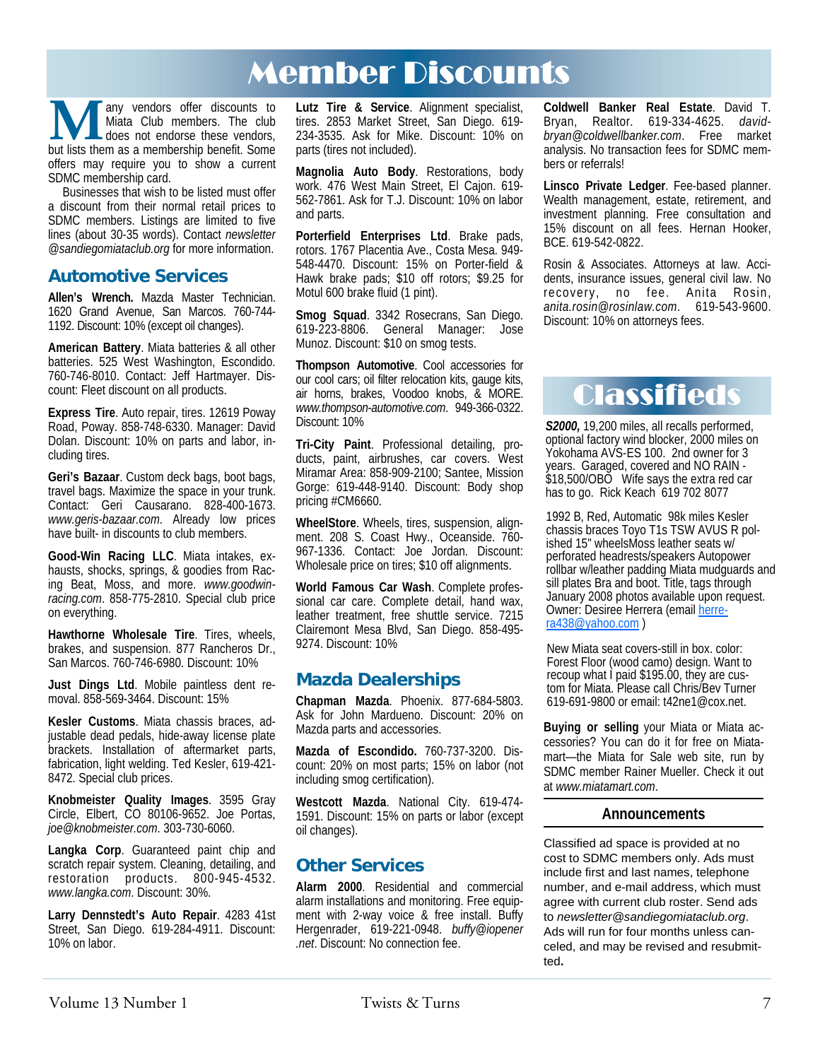# Member Discounts

Many vendors offer discounts to Miata Club members. The club does not endorse these vendors, but lists them as a membership benefit. Some offers may require you to show a current SDMC membership card.

Businesses that wish to be listed must offer a discount from their normal retail prices to SDMC members. Listings are limited to five lines (about 30-35 words). Contact *newsletter @sandiegomiataclub.org* for more information.

## Automotive Services

**Allen's Wrench.** Mazda Master Technician. 1620 Grand Avenue, San Marcos. 760-744-1192. Discount: 10% (except oil changes).

**American Battery**. Miata batteries & all other batteries. 525 West Washington, Escondido. 760-746-8010. Contact: Jeff Hartmayer. Discount: Fleet discount on all products.

**Express Tire**. Auto repair, tires. 12619 Poway Road, Poway. 858-748-6330. Manager: David Dolan. Discount: 10% on parts and labor, including tires.

**Geri's Bazaar**. Custom deck bags, boot bags, travel bags. Maximize the space in your trunk. Contact: Geri Causarano. 828-400-1673. *www.geris-bazaar.com*. Already low prices have built- in discounts to club members.

**Good-Win Racing LLC**. Miata intakes, exhausts, shocks, springs, & goodies from Racing Beat, Moss, and more. *www.goodwin-racing.com*. 858-775-2810. Special club price on everything.

**Hawthorne Wholesale Tire**. Tires, wheels, brakes, and suspension. 877 Rancheros Dr., San Marcos. 760-746-6980. Discount: 10%

**Just Dings Ltd**. Mobile paintless dent removal. 858-569-3464. Discount: 15%

**Kesler Customs**. Miata chassis braces, adjustable dead pedals, hide-away license plate brackets. Installation of aftermarket parts, fabrication, light welding. Ted Kesler, 619-421-8472. Special club prices.

**Knobmeister Quality Images**. 3595 Gray Circle, Elbert, CO 80106-9652. Joe Portas, *joe@knobmeister.com*. 303-730-6060.

**Langka Corp**. Guaranteed paint chip and scratch repair system. Cleaning, detailing, and restoration products. 800-945-4532. *www.langka.com*. Discount: 30%.

**Larry Dennstedt's Auto Repair**. 4283 41st Street, San Diego. 619-284-4911. Discount: 10% on labor.

**Lutz Tire & Service**. Alignment specialist, tires. 2853 Market Street, San Diego. 619-234-3535. Ask for Mike. Discount: 10% on parts (tires not included).

**Magnolia Auto Body**. Restorations, body work. 476 West Main Street, El Cajon. 619-562-7861. Ask for T.J. Discount: 10% on labor and parts.

**Porterfield Enterprises Ltd**. Brake pads, rotors. 1767 Placentia Ave., Costa Mesa. 949-548-4470. Discount: 15% on Porter-field & Hawk brake pads; $10 off rotors; $9.25 for Motul 600 brake fluid (1 pint).

**Smog Squad**. 3342 Rosecrans, San Diego. 619-223-8806. General Manager: Jose Munoz. Discount: $10 on smog tests.

**Thompson Automotive**. Cool accessories for our cool cars; oil filter relocation kits, gauge kits, air horns, brakes, Voodoo knobs, & MORE. *www.thompson-automotive.com*. 949-366-0322. Discount: 10%

**Tri-City Paint**. Professional detailing, products, paint, airbrushes, car covers. West Miramar Area: 858-909-2100; Santee, Mission Gorge: 619-448-9140. Discount: Body shop pricing #CM6660.

**WheelStore**. Wheels, tires, suspension, alignment. 208 S. Coast Hwy., Oceanside. 760-967-1336. Contact: Joe Jordan. Discount: Wholesale price on tires; $10 off alignments.

**World Famous Car Wash**. Complete professional car care. Complete detail, hand wax, leather treatment, free shuttle service. 7215 Clairemont Mesa Blvd, San Diego. 858-495-9274. Discount: 10%

## Mazda Dealerships

**Chapman Mazda**. Phoenix. 877-684-5803. Ask for John Mardueno. Discount: 20% on Mazda parts and accessories.

**Mazda of Escondido.** 760-737-3200. Discount: 20% on most parts; 15% on labor (not including smog certification).

**Westcott Mazda**. National City. 619-474-1591. Discount: 15% on parts or labor (except oil changes).

## Other Services

**Alarm 2000**. Residential and commercial alarm installations and monitoring. Free equipment with 2-way voice & free install. Buffy Hergenrader, 619-221-0948. *buffy@iopener .net*. Discount: No connection fee.

**Coldwell Banker Real Estate**. David T. Bryan, Realtor. 619-334-4625. *david-bryan@coldwellbanker.com*. Free market analysis. No transaction fees for SDMC members or referrals!

**Linsco Private Ledger**. Fee-based planner. Wealth management, estate, retirement, and investment planning. Free consultation and 15% discount on all fees. Hernan Hooker, BCE. 619-542-0822.

Rosin & Associates. Attorneys at law. Accidents, insurance issues, general civil law. No recovery, no fee. Anita Rosin, *anita.rosin@rosinlaw.com*. 619-543-9600. Discount: 10% on attorneys fees.

# Classifieds

***S2000,*** 19,200 miles, all recalls performed, optional factory wind blocker, 2000 miles on Yokohama AVS-ES 100. 2nd owner for 3 years. Garaged, covered and NO RAIN - $18,500/OBO Wife says the extra red car has to go. Rick Keach 619 702 8077

1992 B, Red, Automatic 98k miles Kesler chassis braces Toyo T1s TSW AVUS R polished 15" wheelsMoss leather seats w/ perforated headrests/speakers Autopower rollbar w/leather padding Miata mudguards and sill plates Bra and boot. Title, tags through January 2008 photos available upon request. Owner: Desiree Herrera (email herrera438@yahoo.com )

New Miata seat covers-still in box. color: Forest Floor (wood camo) design. Want to recoup what I paid $195.00, they are custom for Miata. Please call Chris/Bev Turner 619-691-9800 or email: t42ne1@cox.net.

**Buying or selling** your Miata or Miata accessories? You can do it for free on Miatamart—the Miata for Sale web site, run by SDMC member Rainer Mueller. Check it out at *www.miatamart.com*.

### Announcements

Classified ad space is provided at no cost to SDMC members only. Ads must include first and last names, telephone number, and e-mail address, which must agree with current club roster. Send ads to *newsletter@sandiegomiataclub.org*. Ads will run for four months unless canceled, and may be revised and resubmitted.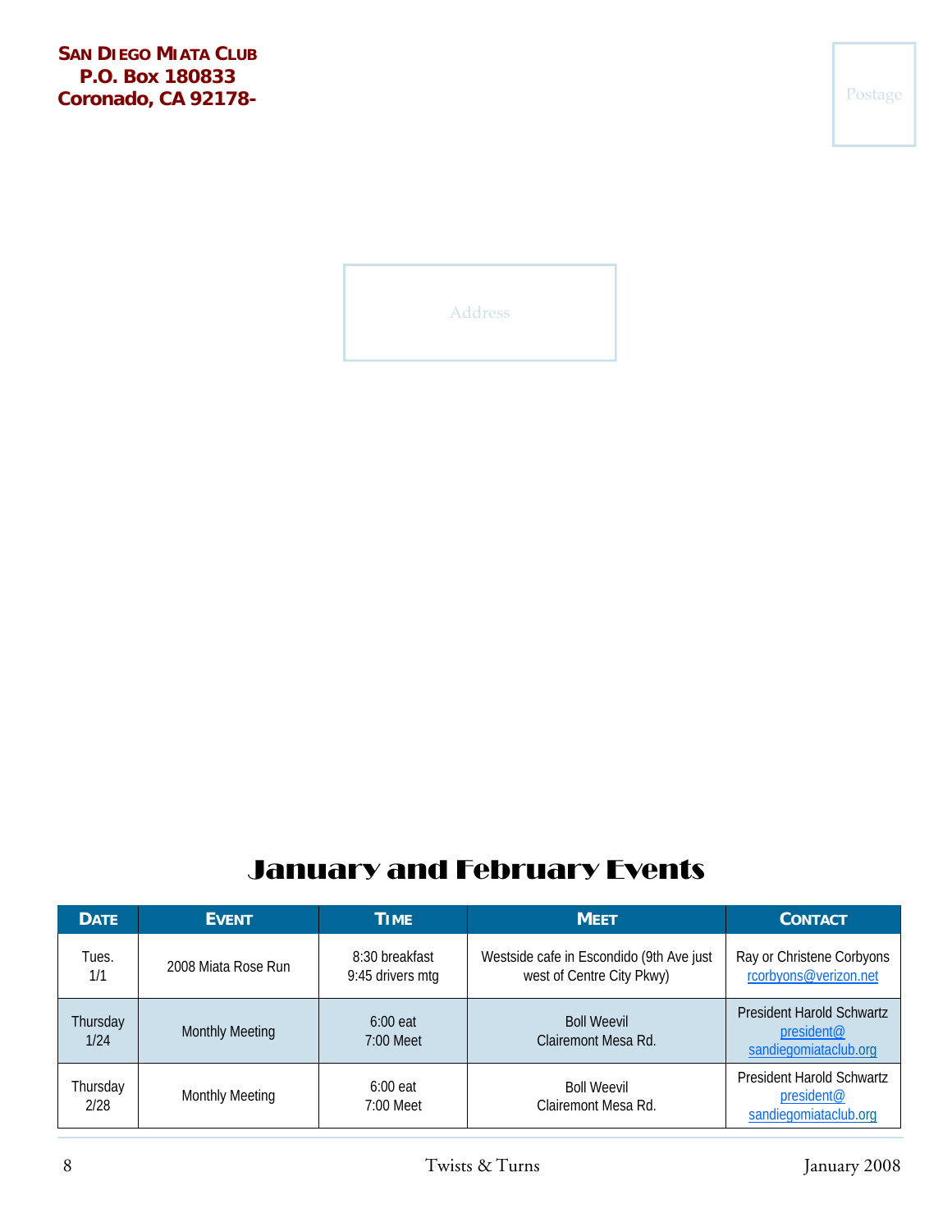**SAN DIEGO MIATA CLUB**
**P.O. Box 180833**
**Coronado, CA 92178-**

Postage

Address

# January and February Events

| DATE | EVENT | TIME | MEET | CONTACT |
|---|---|---|---|---|
| Tues. 1/1 | 2008 Miata Rose Run | 8:30 breakfast 9:45 drivers mtg | Westside cafe in Escondido (9th Ave just west of Centre City Pkwy) | Ray or Christene Corbyons rcorbyons@verizon.net |
| Thursday 1/24 | Monthly Meeting | 6:00 eat 7:00 Meet | Boll Weevil Clairemont Mesa Rd. | President Harold Schwartz president@ sandiegomiataclub.org |
| Thursday 2/28 | Monthly Meeting | 6:00 eat 7:00 Meet | Boll Weevil Clairemont Mesa Rd. | President Harold Schwartz president@ sandiegomiataclub.org |